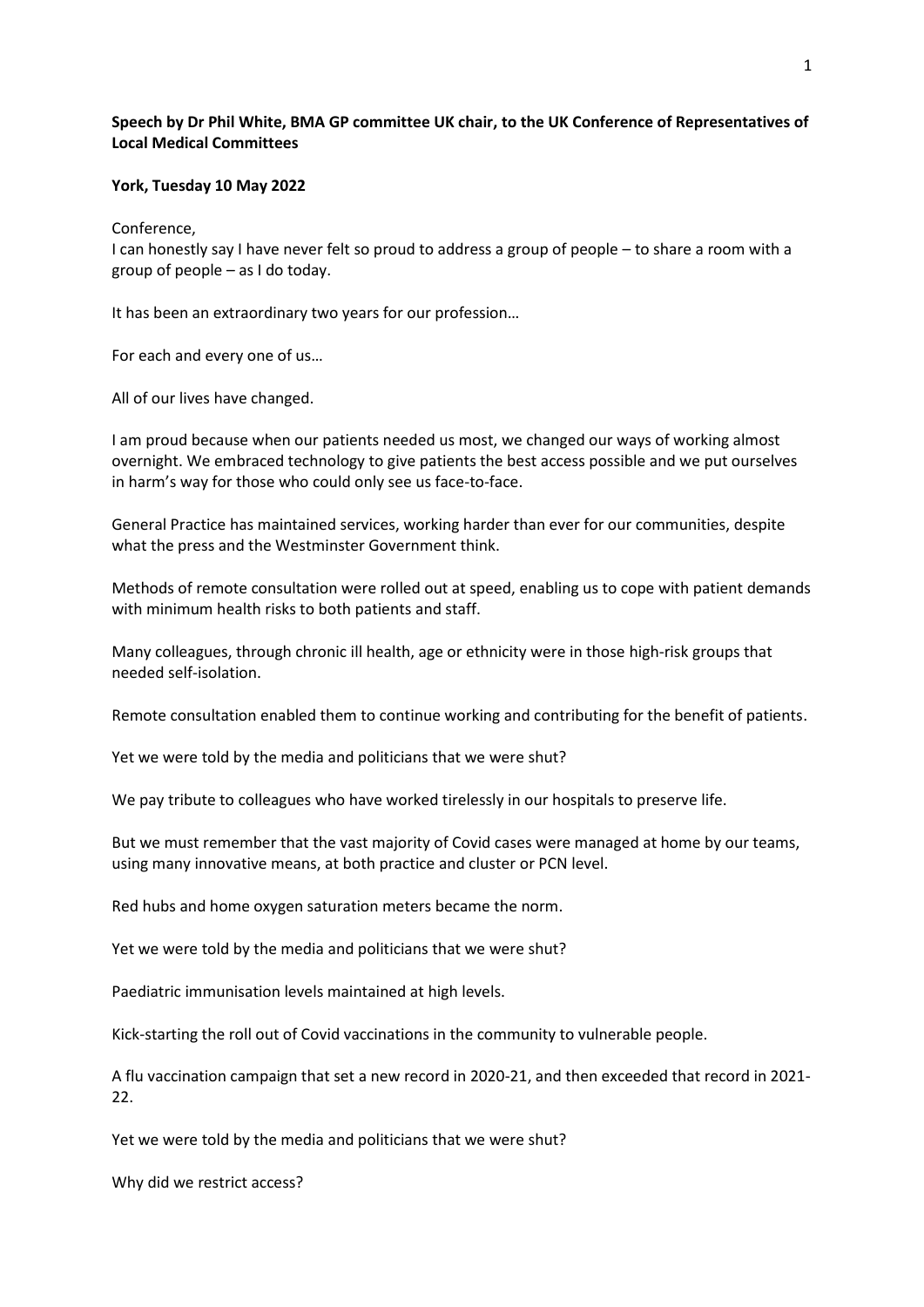**Speech by Dr Phil White, BMA GP committee UK chair, to the UK Conference of Representatives of Local Medical Committees**

**York, Tuesday 10 May 2022**

Conference,
I can honestly say I have never felt so proud to address a group of people – to share a room with a group of people – as I do today.

It has been an extraordinary two years for our profession…

For each and every one of us…

All of our lives have changed.

I am proud because when our patients needed us most, we changed our ways of working almost overnight. We embraced technology to give patients the best access possible and we put ourselves in harm's way for those who could only see us face-to-face.

General Practice has maintained services, working harder than ever for our communities, despite what the press and the Westminster Government think.

Methods of remote consultation were rolled out at speed, enabling us to cope with patient demands with minimum health risks to both patients and staff.

Many colleagues, through chronic ill health, age or ethnicity were in those high-risk groups that needed self-isolation.

Remote consultation enabled them to continue working and contributing for the benefit of patients.

Yet we were told by the media and politicians that we were shut?

We pay tribute to colleagues who have worked tirelessly in our hospitals to preserve life.

But we must remember that the vast majority of Covid cases were managed at home by our teams, using many innovative means, at both practice and cluster or PCN level.

Red hubs and home oxygen saturation meters became the norm.

Yet we were told by the media and politicians that we were shut?

Paediatric immunisation levels maintained at high levels.

Kick-starting the roll out of Covid vaccinations in the community to vulnerable people.

A flu vaccination campaign that set a new record in 2020-21, and then exceeded that record in 2021-22.

Yet we were told by the media and politicians that we were shut?

Why did we restrict access?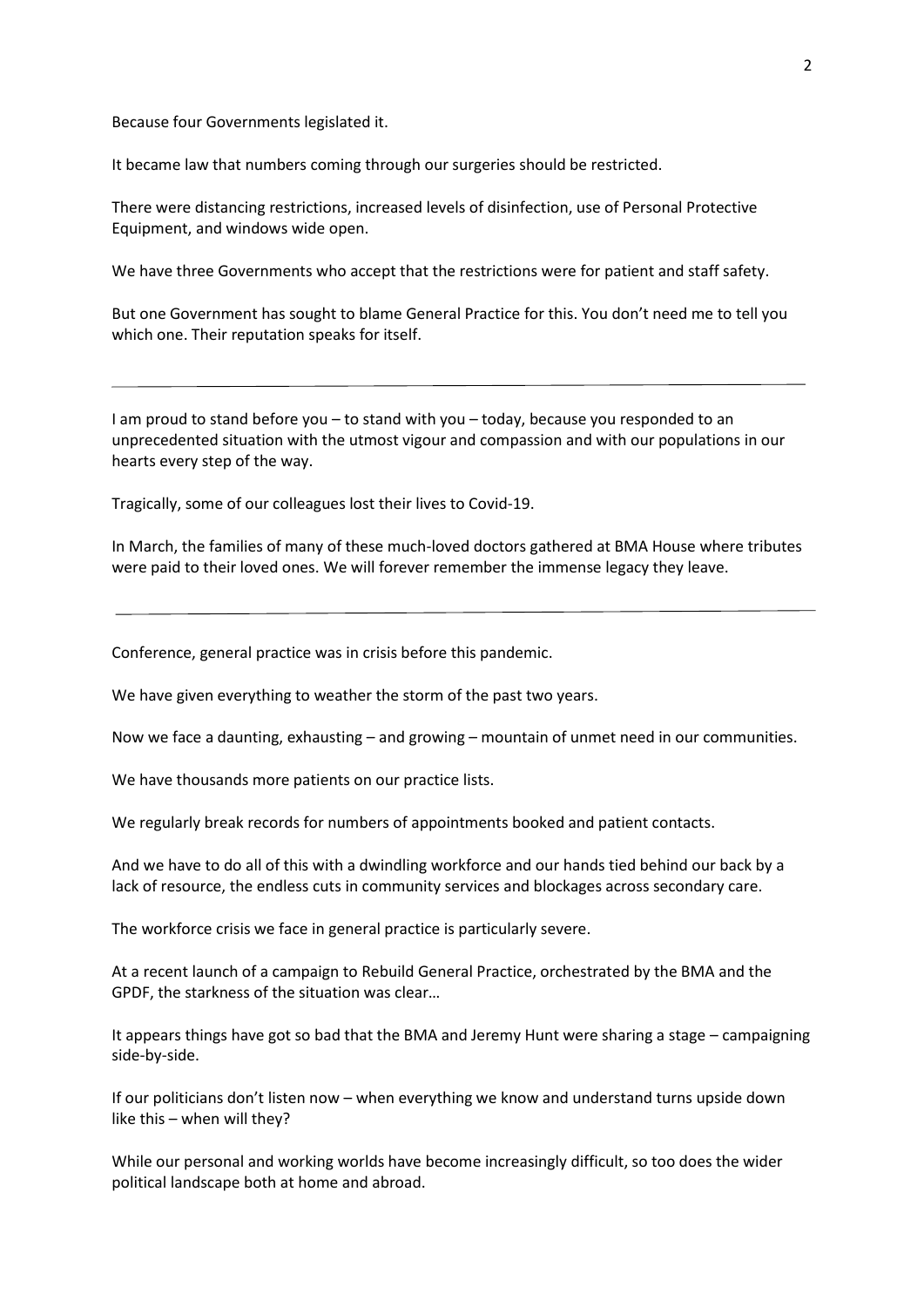Because four Governments legislated it.

It became law that numbers coming through our surgeries should be restricted.

There were distancing restrictions, increased levels of disinfection, use of Personal Protective Equipment, and windows wide open.

We have three Governments who accept that the restrictions were for patient and staff safety.

But one Government has sought to blame General Practice for this. You don't need me to tell you which one. Their reputation speaks for itself.

---

I am proud to stand before you – to stand with you – today, because you responded to an unprecedented situation with the utmost vigour and compassion and with our populations in our hearts every step of the way.

Tragically, some of our colleagues lost their lives to Covid-19.

In March, the families of many of these much-loved doctors gathered at BMA House where tributes were paid to their loved ones. We will forever remember the immense legacy they leave.

---

Conference, general practice was in crisis before this pandemic.

We have given everything to weather the storm of the past two years.

Now we face a daunting, exhausting – and growing – mountain of unmet need in our communities.

We have thousands more patients on our practice lists.

We regularly break records for numbers of appointments booked and patient contacts.

And we have to do all of this with a dwindling workforce and our hands tied behind our back by a lack of resource, the endless cuts in community services and blockages across secondary care.

The workforce crisis we face in general practice is particularly severe.

At a recent launch of a campaign to Rebuild General Practice, orchestrated by the BMA and the GPDF, the starkness of the situation was clear…

It appears things have got so bad that the BMA and Jeremy Hunt were sharing a stage – campaigning side-by-side.

If our politicians don't listen now – when everything we know and understand turns upside down like this – when will they?

While our personal and working worlds have become increasingly difficult, so too does the wider political landscape both at home and abroad.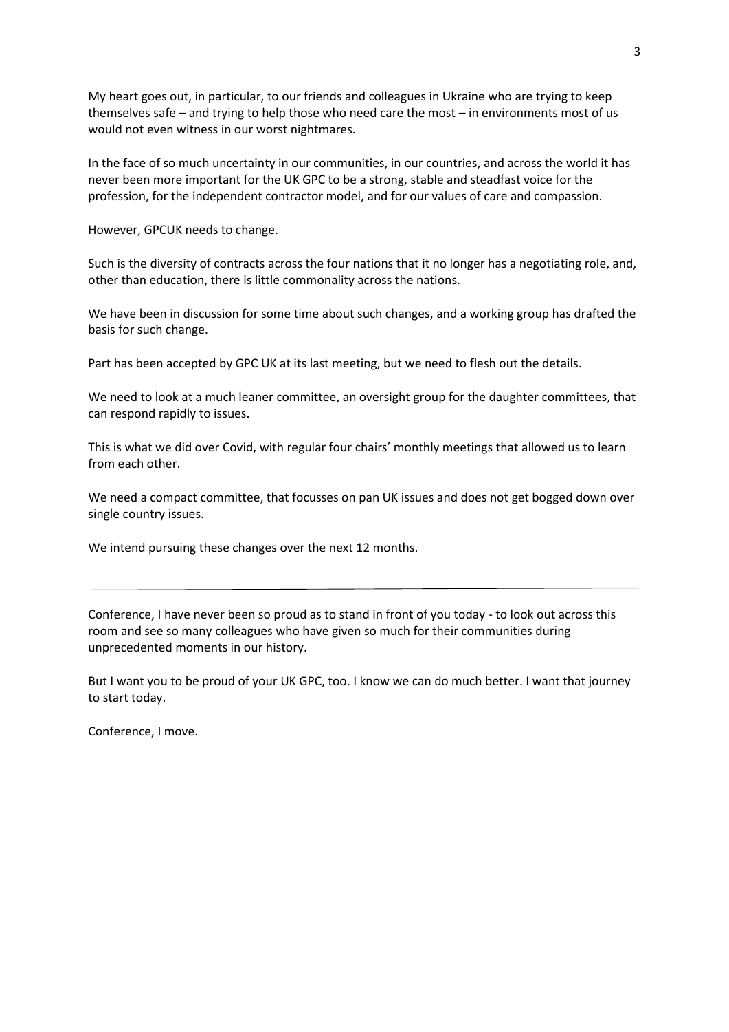My heart goes out, in particular, to our friends and colleagues in Ukraine who are trying to keep themselves safe – and trying to help those who need care the most – in environments most of us would not even witness in our worst nightmares.

In the face of so much uncertainty in our communities, in our countries, and across the world it has never been more important for the UK GPC to be a strong, stable and steadfast voice for the profession, for the independent contractor model, and for our values of care and compassion.

However, GPCUK needs to change.

Such is the diversity of contracts across the four nations that it no longer has a negotiating role, and, other than education, there is little commonality across the nations.

We have been in discussion for some time about such changes, and a working group has drafted the basis for such change.

Part has been accepted by GPC UK at its last meeting, but we need to flesh out the details.

We need to look at a much leaner committee, an oversight group for the daughter committees, that can respond rapidly to issues.

This is what we did over Covid, with regular four chairs' monthly meetings that allowed us to learn from each other.

We need a compact committee, that focusses on pan UK issues and does not get bogged down over single country issues.

We intend pursuing these changes over the next 12 months.

---

Conference, I have never been so proud as to stand in front of you today - to look out across this room and see so many colleagues who have given so much for their communities during unprecedented moments in our history.

But I want you to be proud of your UK GPC, too. I know we can do much better. I want that journey to start today.

Conference, I move.